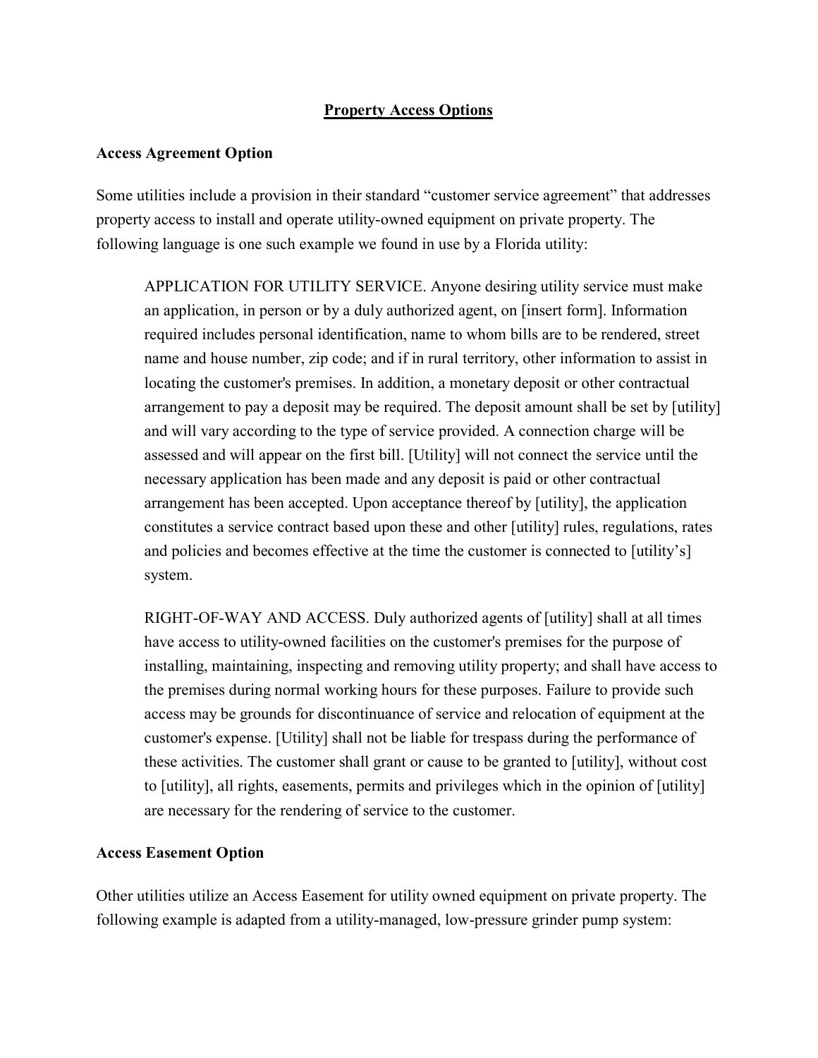# Property Access Options

## Access Agreement Option

Some utilities include a provision in their standard "customer service agreement" that addresses property access to install and operate utility-owned equipment on private property. The following language is one such example we found in use by a Florida utility:

> APPLICATION FOR UTILITY SERVICE. Anyone desiring utility service must make an application, in person or by a duly authorized agent, on [insert form]. Information required includes personal identification, name to whom bills are to be rendered, street name and house number, zip code; and if in rural territory, other information to assist in locating the customer's premises. In addition, a monetary deposit or other contractual arrangement to pay a deposit may be required. The deposit amount shall be set by [utility] and will vary according to the type of service provided. A connection charge will be assessed and will appear on the first bill. [Utility] will not connect the service until the necessary application has been made and any deposit is paid or other contractual arrangement has been accepted. Upon acceptance thereof by [utility], the application constitutes a service contract based upon these and other [utility] rules, regulations, rates and policies and becomes effective at the time the customer is connected to [utility's] system.
>
> RIGHT-OF-WAY AND ACCESS. Duly authorized agents of [utility] shall at all times have access to utility-owned facilities on the customer's premises for the purpose of installing, maintaining, inspecting and removing utility property; and shall have access to the premises during normal working hours for these purposes. Failure to provide such access may be grounds for discontinuance of service and relocation of equipment at the customer's expense. [Utility] shall not be liable for trespass during the performance of these activities. The customer shall grant or cause to be granted to [utility], without cost to [utility], all rights, easements, permits and privileges which in the opinion of [utility] are necessary for the rendering of service to the customer.

## Access Easement Option

Other utilities utilize an Access Easement for utility owned equipment on private property. The following example is adapted from a utility-managed, low-pressure grinder pump system: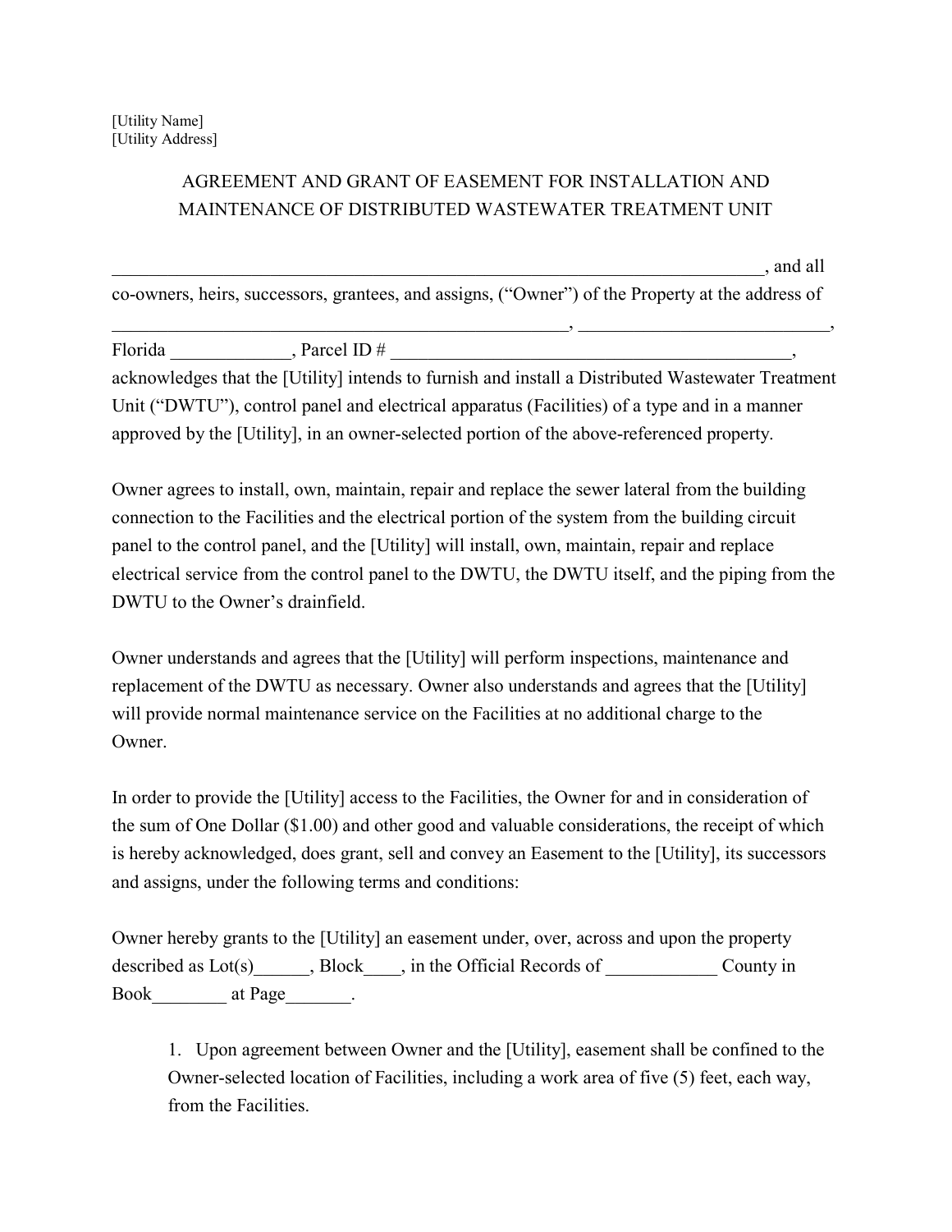[Utility Name]
[Utility Address]

AGREEMENT AND GRANT OF EASEMENT FOR INSTALLATION AND MAINTENANCE OF DISTRIBUTED WASTEWATER TREATMENT UNIT

_________________________________________________________________________, and all co-owners, heirs, successors, grantees, and assigns, ("Owner") of the Property at the address of _____________________________________________________, ___________________________, Florida _____________, Parcel ID # ____________________________________________, acknowledges that the [Utility] intends to furnish and install a Distributed Wastewater Treatment Unit ("DWTU"), control panel and electrical apparatus (Facilities) of a type and in a manner approved by the [Utility], in an owner-selected portion of the above-referenced property.

Owner agrees to install, own, maintain, repair and replace the sewer lateral from the building connection to the Facilities and the electrical portion of the system from the building circuit panel to the control panel, and the [Utility] will install, own, maintain, repair and replace electrical service from the control panel to the DWTU, the DWTU itself, and the piping from the DWTU to the Owner's drainfield.

Owner understands and agrees that the [Utility] will perform inspections, maintenance and replacement of the DWTU as necessary. Owner also understands and agrees that the [Utility] will provide normal maintenance service on the Facilities at no additional charge to the Owner.

In order to provide the [Utility] access to the Facilities, the Owner for and in consideration of the sum of One Dollar ($1.00) and other good and valuable considerations, the receipt of which is hereby acknowledged, does grant, sell and convey an Easement to the [Utility], its successors and assigns, under the following terms and conditions:

Owner hereby grants to the [Utility] an easement under, over, across and upon the property described as Lot(s)______, Block____, in the Official Records of ____________ County in Book________ at Page_______.

1. Upon agreement between Owner and the [Utility], easement shall be confined to the Owner-selected location of Facilities, including a work area of five (5) feet, each way, from the Facilities.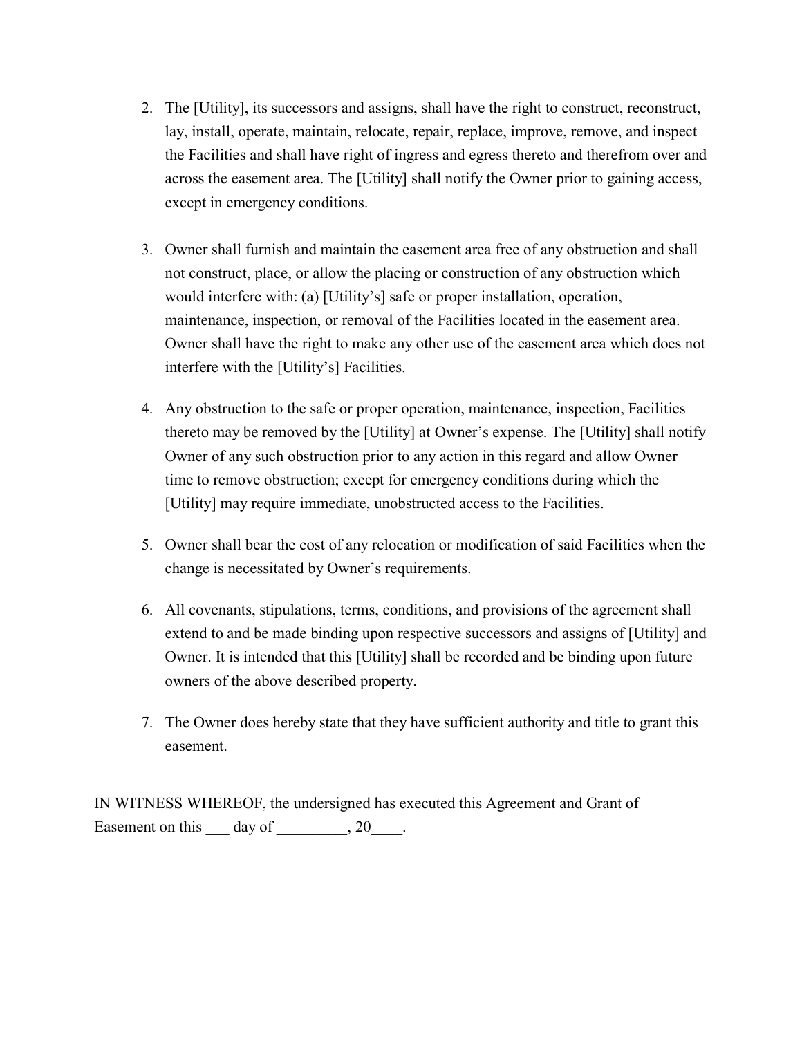2. The [Utility], its successors and assigns, shall have the right to construct, reconstruct, lay, install, operate, maintain, relocate, repair, replace, improve, remove, and inspect the Facilities and shall have right of ingress and egress thereto and therefrom over and across the easement area. The [Utility] shall notify the Owner prior to gaining access, except in emergency conditions.

3. Owner shall furnish and maintain the easement area free of any obstruction and shall not construct, place, or allow the placing or construction of any obstruction which would interfere with: (a) [Utility's] safe or proper installation, operation, maintenance, inspection, or removal of the Facilities located in the easement area. Owner shall have the right to make any other use of the easement area which does not interfere with the [Utility's] Facilities.

4. Any obstruction to the safe or proper operation, maintenance, inspection, Facilities thereto may be removed by the [Utility] at Owner's expense. The [Utility] shall notify Owner of any such obstruction prior to any action in this regard and allow Owner time to remove obstruction; except for emergency conditions during which the [Utility] may require immediate, unobstructed access to the Facilities.

5. Owner shall bear the cost of any relocation or modification of said Facilities when the change is necessitated by Owner's requirements.

6. All covenants, stipulations, terms, conditions, and provisions of the agreement shall extend to and be made binding upon respective successors and assigns of [Utility] and Owner. It is intended that this [Utility] shall be recorded and be binding upon future owners of the above described property.

7. The Owner does hereby state that they have sufficient authority and title to grant this easement.

IN WITNESS WHEREOF, the undersigned has executed this Agreement and Grant of Easement on this ___ day of _________, 20____.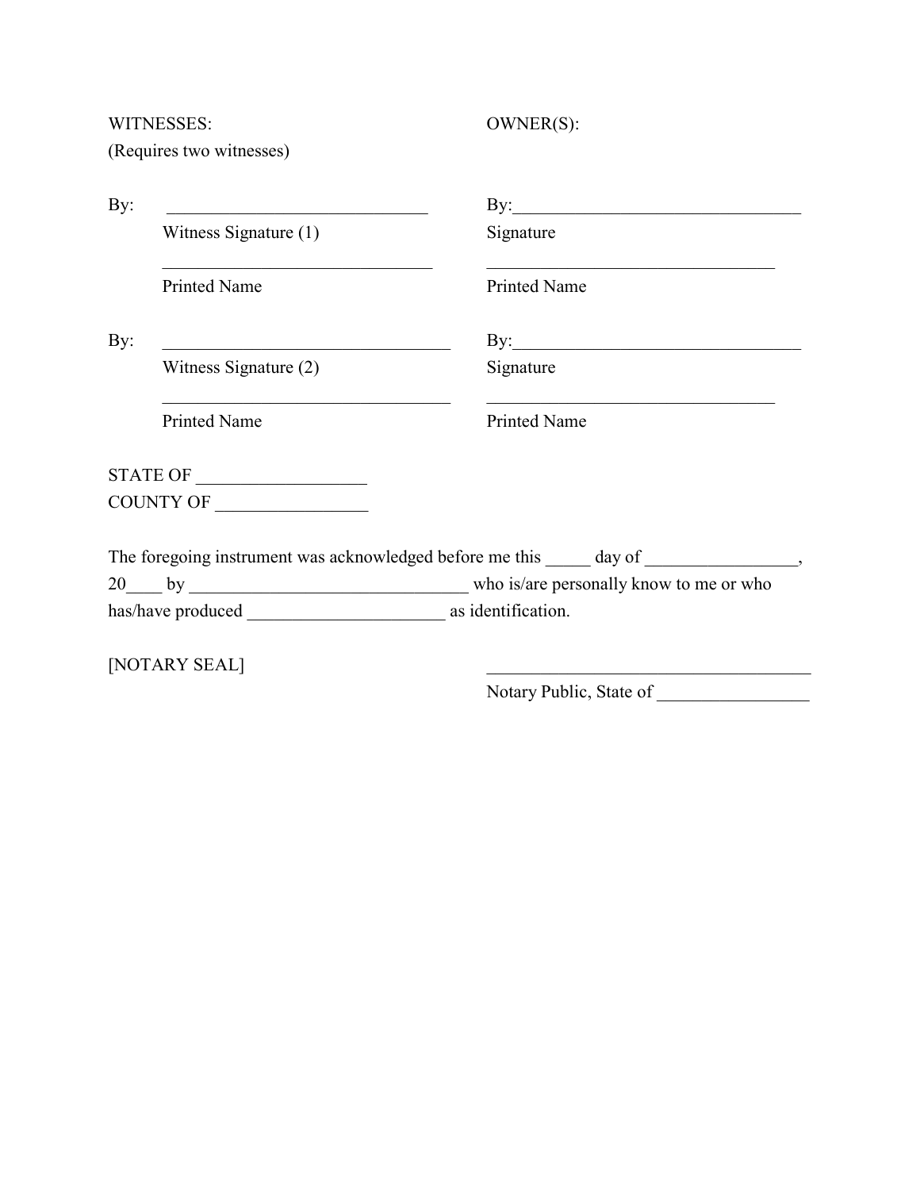WITNESSES:
(Requires two witnesses)

OWNER(S):

| | |
|---|---|
| By: ______________________________ | By:__________________________________ |
| Witness Signature (1) | Signature |
| ______________________________ | __________________________________ |
| Printed Name | Printed Name |
| By: ______________________________ | By:__________________________________ |
| Witness Signature (2) | Signature |
| ______________________________ | __________________________________ |
| Printed Name | Printed Name |

STATE OF ___________________
COUNTY OF _________________

The foregoing instrument was acknowledged before me this _____ day of _________________, 20____ by ________________________________ who is/are personally know to me or who has/have produced ______________________ as identification.

[NOTARY SEAL]

_____________________________________
Notary Public, State of _________________